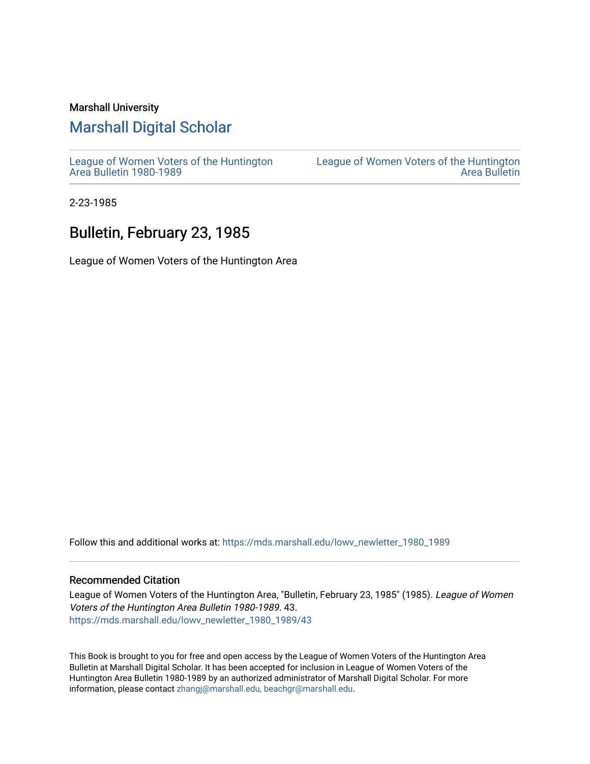Marshall University

## Marshall Digital Scholar

League of Women Voters of the Huntington Area Bulletin 1980-1989

League of Women Voters of the Huntington Area Bulletin

2-23-1985

# Bulletin, February 23, 1985

League of Women Voters of the Huntington Area

Follow this and additional works at: https://mds.marshall.edu/lowv_newletter_1980_1989

### Recommended Citation

League of Women Voters of the Huntington Area, "Bulletin, February 23, 1985" (1985). *League of Women Voters of the Huntington Area Bulletin 1980-1989*. 43.
https://mds.marshall.edu/lowv_newletter_1980_1989/43

This Book is brought to you for free and open access by the League of Women Voters of the Huntington Area Bulletin at Marshall Digital Scholar. It has been accepted for inclusion in League of Women Voters of the Huntington Area Bulletin 1980-1989 by an authorized administrator of Marshall Digital Scholar. For more information, please contact zhangj@marshall.edu, beachgr@marshall.edu.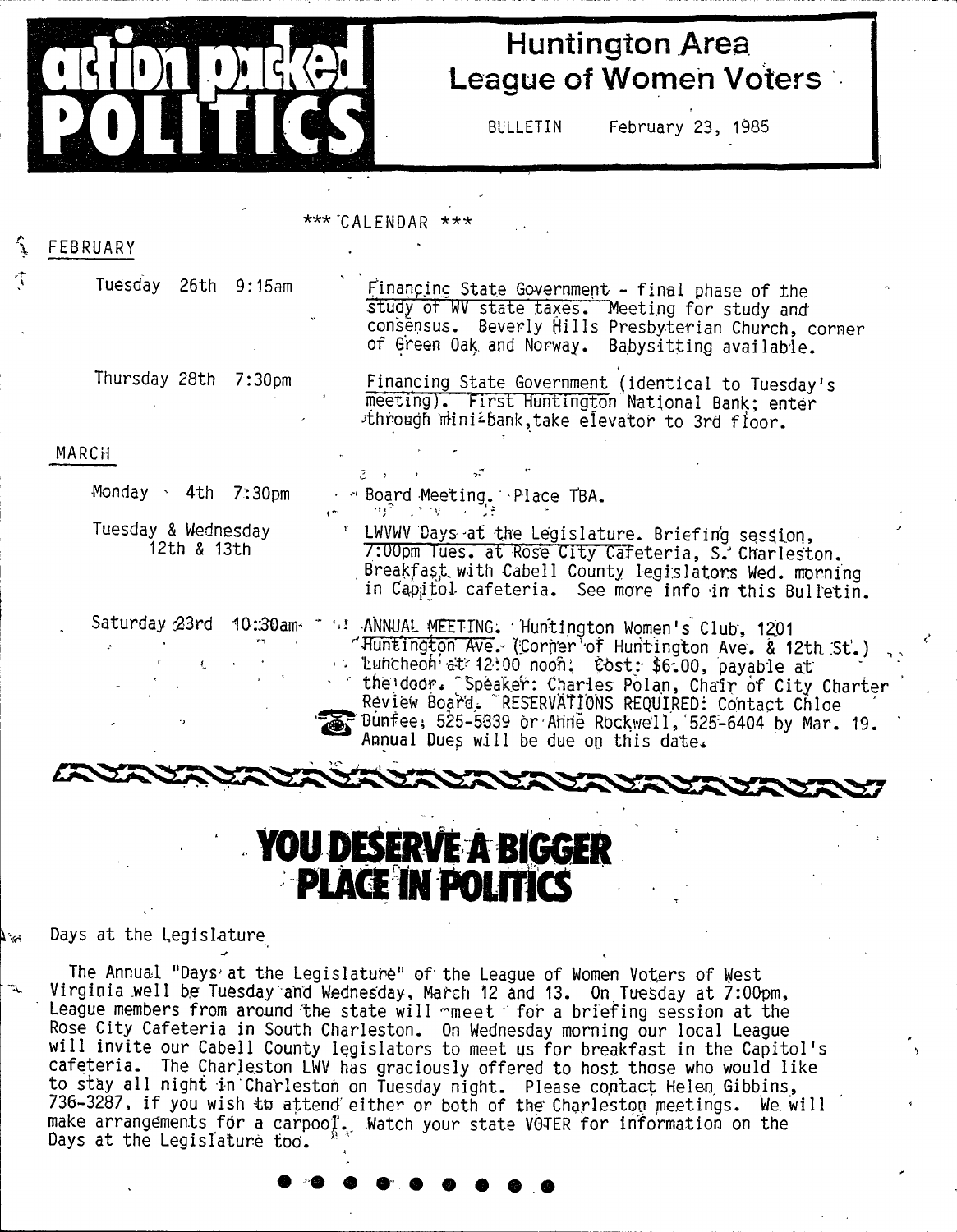# action packed POLITICS

## Huntington Area League of Women Voters

BULLETIN February 23, 1985

### *** CALENDAR ***

**FEBRUARY**

| | |
|---|---|
| Tuesday 26th 9:15am | Financing State Government - final phase of the study of WV state taxes. Meeting for study and consensus. Beverly Hills Presbyterian Church, corner of Green Oak and Norway. Babysitting available. |
| Thursday 28th 7:30pm | Financing State Government (identical to Tuesday's meeting). First Huntington National Bank; enter through mini-bank, take elevator to 3rd floor. |

**MARCH**

| | |
|---|---|
| Monday 4th 7:30pm | Board Meeting. Place TBA. |
| Tuesday & Wednesday 12th & 13th | LWVWV Days at the Legislature. Briefing session, 7:00pm Tues. at Rose City Cafeteria, S. Charleston. Breakfast with Cabell County legislators Wed. morning in Capitol cafeteria. See more info in this Bulletin. |
| Saturday 23rd 10:30am | ANNUAL MEETING: Huntington Women's Club, 1201 Huntington Ave. (Corner of Huntington Ave. & 12th St.) Luncheon at 12:00 noon; Cost: $6.00, payable at the door. Speaker: Charles Polan, Chair of City Charter Review Board. RESERVATIONS REQUIRED: Contact Chloe Dunfee, 525-5339 or Anne Rockwell, 525-6404 by Mar. 19. Annual Dues will be due on this date. |

## YOU DESERVE A BIGGER PLACE IN POLITICS

### Days at the Legislature

The Annual "Days at the Legislature" of the League of Women Voters of West Virginia well be Tuesday and Wednesday, March 12 and 13. On Tuesday at 7:00pm, League members from around the state will meet for a briefing session at the Rose City Cafeteria in South Charleston. On Wednesday morning our local League will invite our Cabell County legislators to meet us for breakfast in the Capitol's cafeteria. The Charleston LWV has graciously offered to host those who would like to stay all night in Charleston on Tuesday night. Please contact Helen Gibbins, 736-3287, if you wish to attend either or both of the Charleston meetings. We will make arrangements for a carpool. Watch your state VOTER for information on the Days at the Legislature too.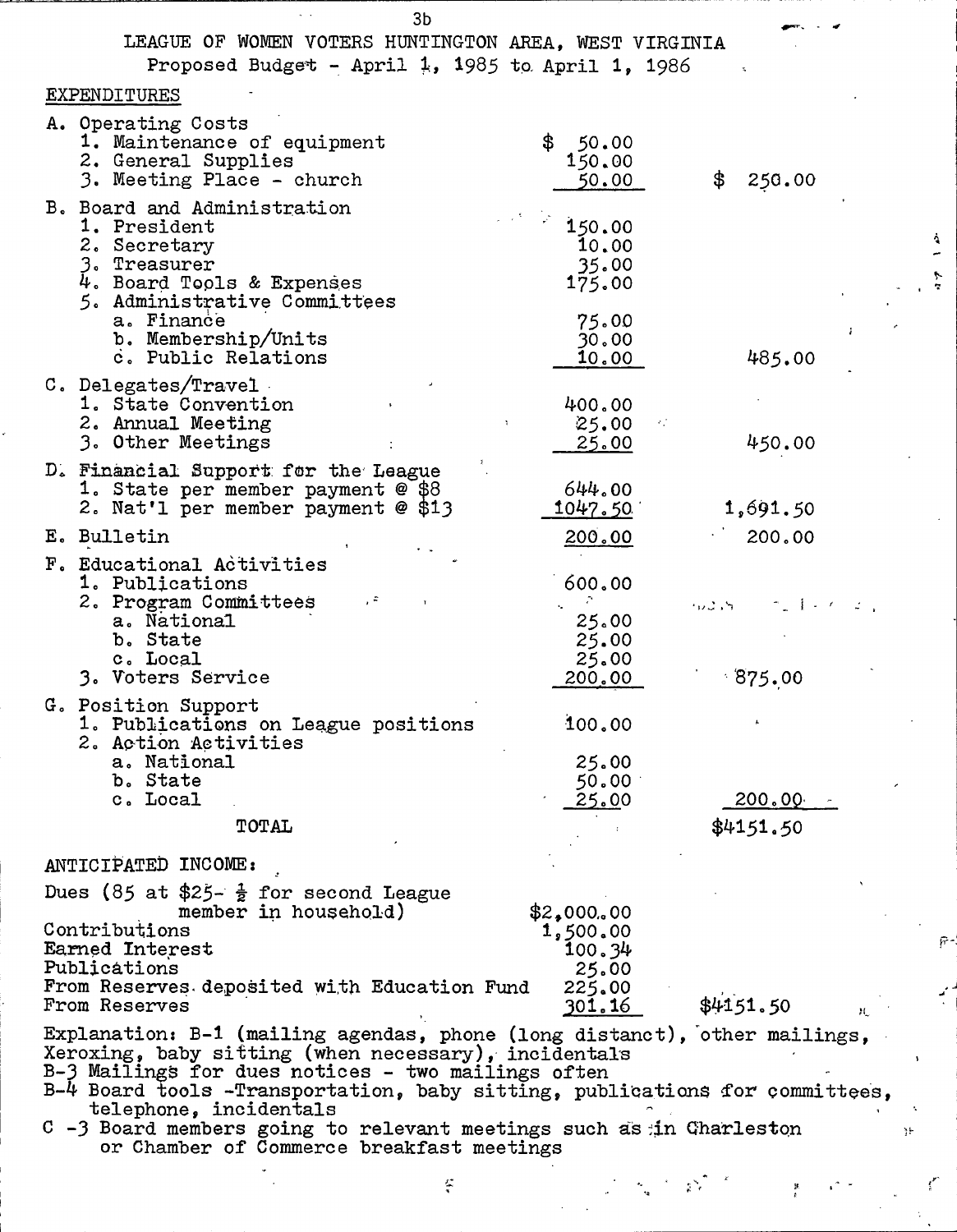LEAGUE OF WOMEN VOTERS HUNTINGTON AREA, WEST VIRGINIA

Proposed Budget - April 1, 1985 to April 1, 1986

EXPENDITURES

| | | |
|---|---|---|
| A. Operating Costs | | |
| 1. Maintenance of equipment | $ 50.00 | |
| 2. General Supplies | 150.00 | |
| 3. Meeting Place - church | 50.00 | $ 250.00 |
| B. Board and Administration | | |
| 1. President | 150.00 | |
| 2. Secretary | 10.00 | |
| 3. Treasurer | 35.00 | |
| 4. Board Tools & Expenses | 175.00 | |
| 5. Administrative Committees | | |
| a. Finance | 75.00 | |
| b. Membership/Units | 30.00 | |
| c. Public Relations | 10.00 | 485.00 |
| C. Delegates/Travel | | |
| 1. State Convention | 400.00 | |
| 2. Annual Meeting | 25.00 | |
| 3. Other Meetings | 25.00 | 450.00 |
| D. Financial Support for the League | | |
| 1. State per member payment @ $8 | 644.00 | |
| 2. Nat'l per member payment @ $13 | 1047.50 | 1,691.50 |
| E. Bulletin | 200.00 | 200.00 |
| F. Educational Activities | | |
| 1. Publications | 600.00 | |
| 2. Program Committees | | |
| a. National | 25.00 | |
| b. State | 25.00 | |
| c. Local | 25.00 | |
| 3. Voters Service | 200.00 | 875.00 |
| G. Position Support | | |
| 1. Publications on League positions | 100.00 | |
| 2. Action Activities | | |
| a. National | 25.00 | |
| b. State | 50.00 | |
| c. Local | 25.00 | 200.00 |
| TOTAL | | $4151.50 |

ANTICIPATED INCOME:

| | | |
|---|---|---|
| Dues (85 at $25- ½ for second League member in household) | $2,000.00 | |
| Contributions | 1,500.00 | |
| Earned Interest | 100.34 | |
| Publications | 25.00 | |
| From Reserves deposited with Education Fund | 225.00 | |
| From Reserves | 301.16 | $4151.50 |

Explanation: B-1 (mailing agendas, phone (long distanct), other mailings, Xeroxing, baby sitting (when necessary), incidentals

B-3 Mailings for dues notices - two mailings often

B-4 Board tools -Transportation, baby sitting, publications for committees, telephone, incidentals

C -3 Board members going to relevant meetings such as in Charleston or Chamber of Commerce breakfast meetings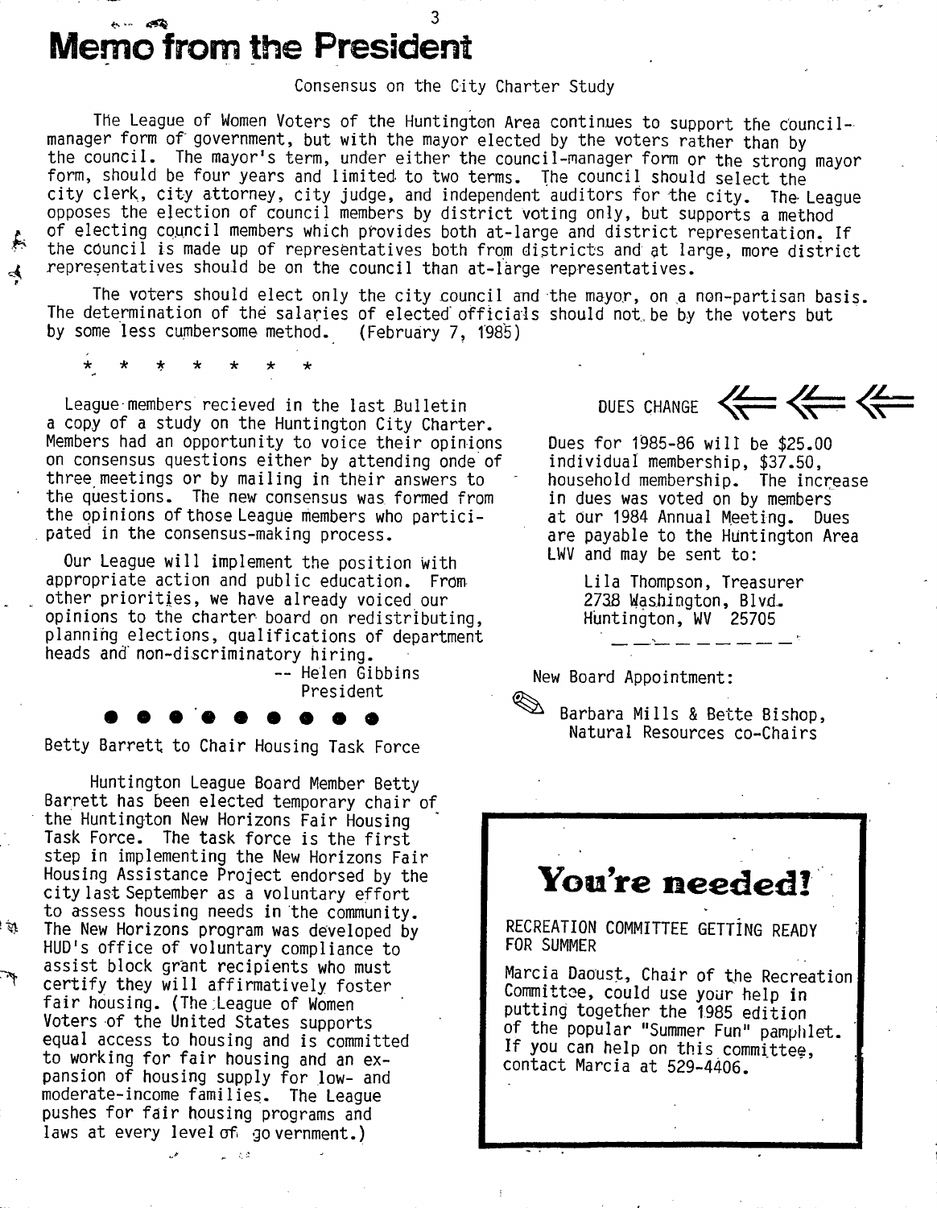# Memo from the President

Consensus on the City Charter Study

The League of Women Voters of the Huntington Area continues to support the council-manager form of government, but with the mayor elected by the voters rather than by the council. The mayor's term, under either the council-manager form or the strong mayor form, should be four years and limited to two terms. The council should select the city clerk, city attorney, city judge, and independent auditors for the city. The League opposes the election of council members by district voting only, but supports a method of electing council members which provides both at-large and district representation. If the council is made up of representatives both from districts and at large, more district representatives should be on the council than at-large representatives.

The voters should elect only the city council and the mayor, on a non-partisan basis. The determination of the salaries of elected officials should not be by the voters but by some less cumbersome method. (February 7, 1985)

\* \* \* \* \* \* \*

League members recieved in the last Bulletin a copy of a study on the Huntington City Charter. Members had an opportunity to voice their opinions on consensus questions either by attending onde of three meetings or by mailing in their answers to the questions. The new consensus was formed from the opinions of those League members who participated in the consensus-making process.

Our League will implement the position with appropriate action and public education. From other priorities, we have already voiced our opinions to the charter board on redistributing, planning elections, qualifications of department heads and non-discriminatory hiring.

-- Helen Gibbins
President

● ● ● ● ● ● ● ● ●

## Betty Barrett to Chair Housing Task Force

Huntington League Board Member Betty Barrett has been elected temporary chair of the Huntington New Horizons Fair Housing Task Force. The task force is the first step in implementing the New Horizons Fair Housing Assistance Project endorsed by the city last September as a voluntary effort to assess housing needs in the community. The New Horizons program was developed by HUD's office of voluntary compliance to assist block grant recipients who must certify they will affirmatively foster fair housing. (The League of Women Voters of the United States supports equal access to housing and is committed to working for fair housing and an expansion of housing supply for low- and moderate-income families. The League pushes for fair housing programs and laws at every level of government.)

## DUES CHANGE

Dues for 1985-86 will be $25.00 individual membership, $37.50, household membership. The increase in dues was voted on by members at our 1984 Annual Meeting. Dues are payable to the Huntington Area LWV and may be sent to:

Lila Thompson, Treasurer
2738 Washington, Blvd.
Huntington, WV 25705

---

New Board Appointment:

Barbara Mills & Bette Bishop, Natural Resources co-Chairs

## You're needed!

RECREATION COMMITTEE GETTING READY FOR SUMMER

Marcia Daoust, Chair of the Recreation Committee, could use your help in putting together the 1985 edition of the popular "Summer Fun" pamphlet. If you can help on this committee, contact Marcia at 529-4406.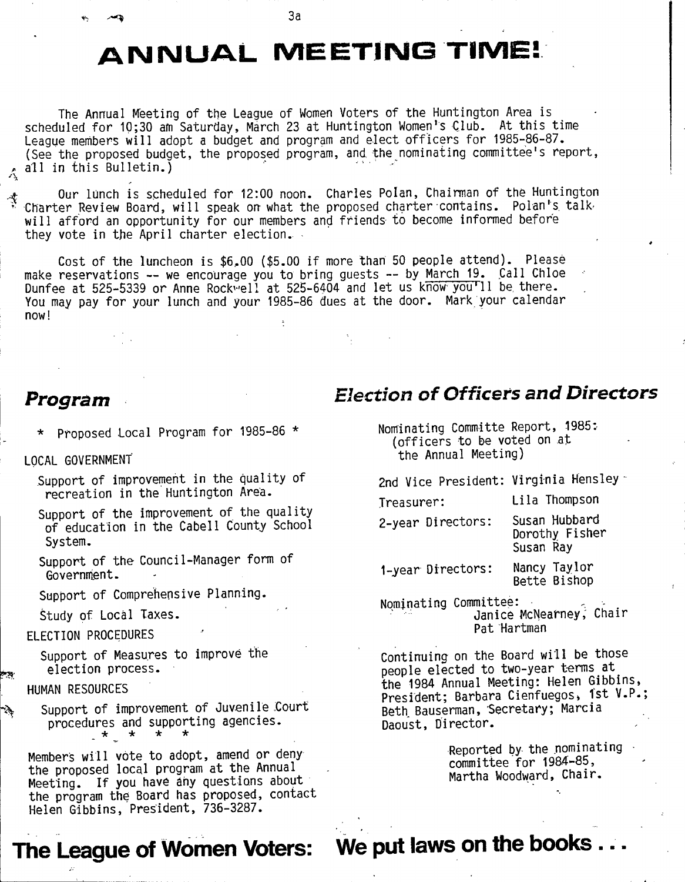# ANNUAL MEETING TIME!

The Annual Meeting of the League of Women Voters of the Huntington Area is scheduled for 10;30 am Saturday, March 23 at Huntington Women's Club. At this time League members will adopt a budget and program and elect officers for 1985-86-87. (See the proposed budget, the proposed program, and the nominating committee's report, all in this Bulletin.)

Our lunch is scheduled for 12:00 noon. Charles Polan, Chairman of the Huntington Charter Review Board, will speak on what the proposed charter contains. Polan's talk will afford an opportunity for our members and friends to become informed before they vote in the April charter election.

Cost of the luncheon is $6.00 ($5.00 if more than 50 people attend). Please make reservations -- we encourage you to bring guests -- by March 19. Call Chloe Dunfee at 525-5339 or Anne Rockwell at 525-6404 and let us know you'll be there. You may pay for your lunch and your 1985-86 dues at the door. Mark your calendar now!

## Program

\* Proposed Local Program for 1985-86 \*

LOCAL GOVERNMENT

- Support of improvement in the quality of recreation in the Huntington Area.
- Support of the improvement of the quality of education in the Cabell County School System.
- Support of the Council-Manager form of Government.
- Support of Comprehensive Planning.
- Study of Local Taxes.

ELECTION PROCEDURES

- Support of Measures to improve the election process.

HUMAN RESOURCES

- Support of improvement of Juvenile Court procedures and supporting agencies.

\* \* \* \*

Members will vote to adopt, amend or deny the proposed local program at the Annual Meeting. If you have any questions about the program the Board has proposed, contact Helen Gibbins, President, 736-3287.

## Election of Officers and Directors

Nominating Committe Report, 1985:
(officers to be voted on at the Annual Meeting)

| | |
|---|---|
| 2nd Vice President: | Virginia Hensley |
| Treasurer: | Lila Thompson |
| 2-year Directors: | Susan Hubbard<br>Dorothy Fisher<br>Susan Ray |
| 1-year Directors: | Nancy Taylor<br>Bette Bishop |

Nominating Committee:
Janice McNearney, Chair
Pat Hartman

Continuing on the Board will be those people elected to two-year terms at the 1984 Annual Meeting: Helen Gibbins, President; Barbara Cienfuegos, 1st V.P.; Beth Bauserman, Secretary; Marcia Daoust, Director.

Reported by the nominating committee for 1984-85,
Martha Woodward, Chair.

**The League of Women Voters: We put laws on the books . . .**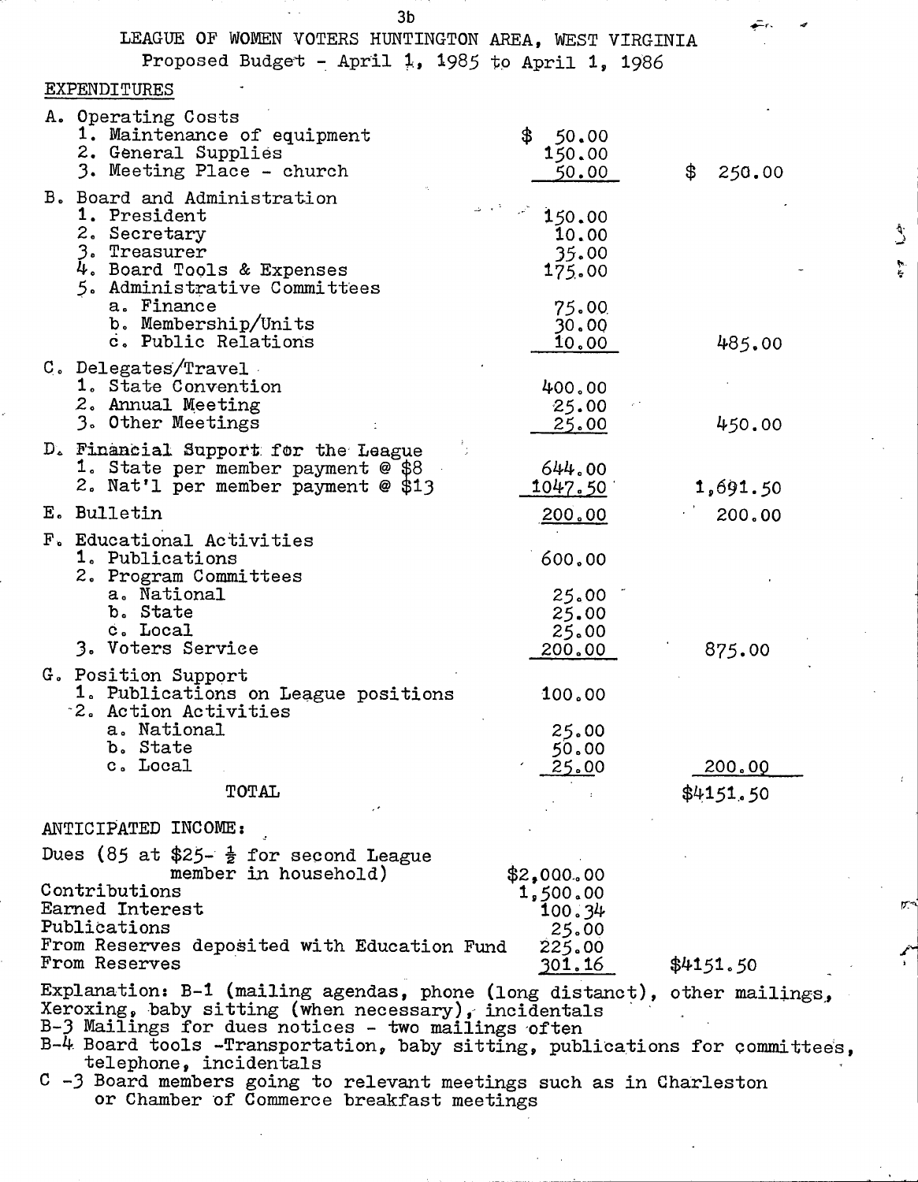# LEAGUE OF WOMEN VOTERS HUNTINGTON AREA, WEST VIRGINIA

## Proposed Budget - April 1, 1985 to April 1, 1986

### EXPENDITURES

| | | |
|---|---|---|
| **A. Operating Costs** | | |
| 1. Maintenance of equipment | $ 50.00 | |
| 2. General Supplies | 150.00 | |
| 3. Meeting Place - church | 50.00 | $ 250.00 |
| **B. Board and Administration** | | |
| 1. President | 150.00 | |
| 2. Secretary | 10.00 | |
| 3. Treasurer | 35.00 | |
| 4. Board Tools & Expenses | 175.00 | |
| 5. Administrative Committees | | |
| a. Finance | 75.00 | |
| b. Membership/Units | 30.00 | |
| c. Public Relations | 10.00 | 485.00 |
| **C. Delegates/Travel** | | |
| 1. State Convention | 400.00 | |
| 2. Annual Meeting | 25.00 | |
| 3. Other Meetings | 25.00 | 450.00 |
| **D. Financial Support for the League** | | |
| 1. State per member payment @ $8 | 644.00 | |
| 2. Nat'l per member payment @ $13 | 1047.50 | 1,691.50 |
| **E. Bulletin** | 200.00 | 200.00 |
| **F. Educational Activities** | | |
| 1. Publications | 600.00 | |
| 2. Program Committees | | |
| a. National | 25.00 | |
| b. State | 25.00 | |
| c. Local | 25.00 | |
| 3. Voters Service | 200.00 | 875.00 |
| **G. Position Support** | | |
| 1. Publications on League positions | 100.00 | |
| 2. Action Activities | | |
| a. National | 25.00 | |
| b. State | 50.00 | |
| c. Local | 25.00 | 200.00 |
| TOTAL | | $4151.50 |

### ANTICIPATED INCOME:

| | | |
|---|---|---|
| Dues (85 at $25- ½ for second League member in household) | $2,000.00 | |
| Contributions | 1,500.00 | |
| Earned Interest | 100.34 | |
| Publications | 25.00 | |
| From Reserves deposited with Education Fund | 225.00 | |
| From Reserves | 301.16 | $4151.50 |

Explanation: B-1 (mailing agendas, phone (long distanct), other mailings, Xeroxing, baby sitting (when necessary), incidentals

B-3 Mailings for dues notices - two mailings often

B-4 Board tools -Transportation, baby sitting, publications for committees, telephone, incidentals

C -3 Board members going to relevant meetings such as in Charleston or Chamber of Commerce breakfast meetings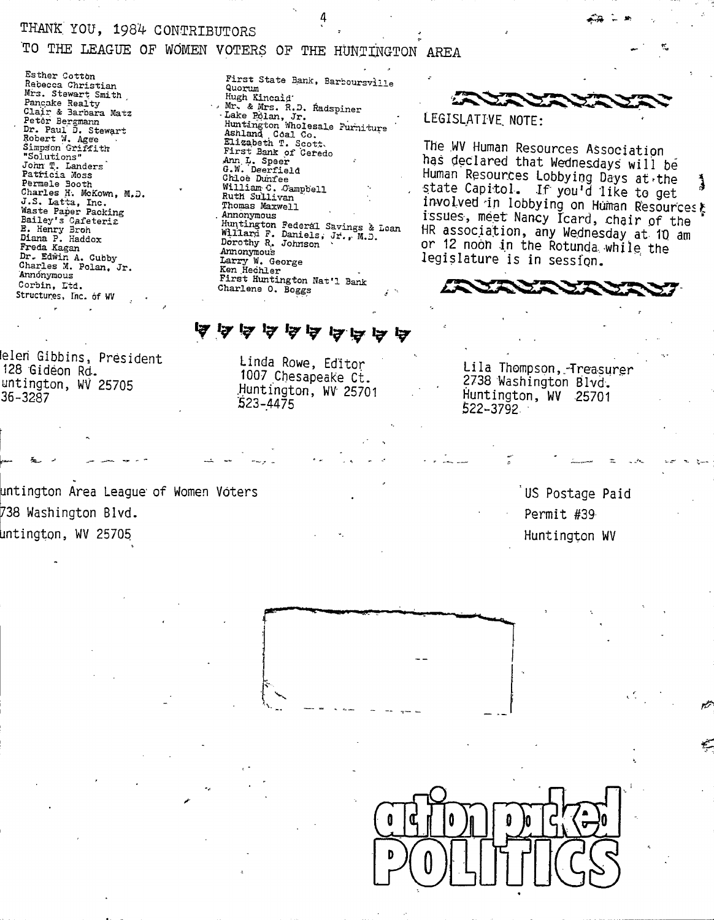THANK YOU, 1984 CONTRIBUTORS
TO THE LEAGUE OF WOMEN VOTERS OF THE HUNTINGTON AREA

Esther Cotton
Rebecca Christian
Mrs. Stewart Smith
Pancake Realty
Clair & Barbara Matz
Peter Bergmann
Dr. Paul D. Stewart
Robert W. Agee
Simpson Griffith
"Solutions"
John T. Landers
Patricia Moss
Permele Booth
Charles H. McKown, M.D.
J.S. Latta, Inc.
Waste Paper Packing
Bailey's Cafeteria
E. Henry Broh
Diana P. Haddox
Freda Kagan
Dr. Edwin A. Cubby
Charles M. Polan, Jr.
Annonymous
Corbin, Ltd.
Structures, Inc. of WV

First State Bank, Barboursville
Quorum
Hugh Kincaid
Mr. & Mrs. R.D. Radspiner
Lake Polan, Jr.
Huntington Wholesale Furniture
Ashland Coal Co.
Elizabeth T. Scott
First Bank of Ceredo
Ann L. Speer
G.W. Deerfield
Chloe Dunfee
William C. Campbell
Ruth Sullivan
Thomas Maxwell
Annonymous
Huntington Federal Savings & Loan
Willard F. Daniels, Jr., M.D.
Dorothy R. Johnson
Annonymous
Larry W. George
Ken Hechler
First Huntington Nat'l Bank
Charlene O. Boggs

LEGISLATIVE NOTE:

The WV Human Resources Association has declared that Wednesdays will be Human Resources Lobbying Days at the state Capitol. If you'd like to get involved in lobbying on Human Resources issues, meet Nancy Icard, chair of the HR association, any Wednesday at 10 am or 12 noon in the Rotunda while the legislature is in session.

Helen Gibbins, President
128 Gideon Rd.
Huntington, WV 25705
736-3287

Linda Rowe, Editor
1007 Chesapeake Ct.
Huntington, WV 25701
523-4475

Lila Thompson, Treasurer
2738 Washington Blvd.
Huntington, WV 25701
522-3792

Huntington Area League of Women Voters
2738 Washington Blvd.
Huntington, WV 25705

US Postage Paid
Permit #39
Huntington WV

action packed POLITICS